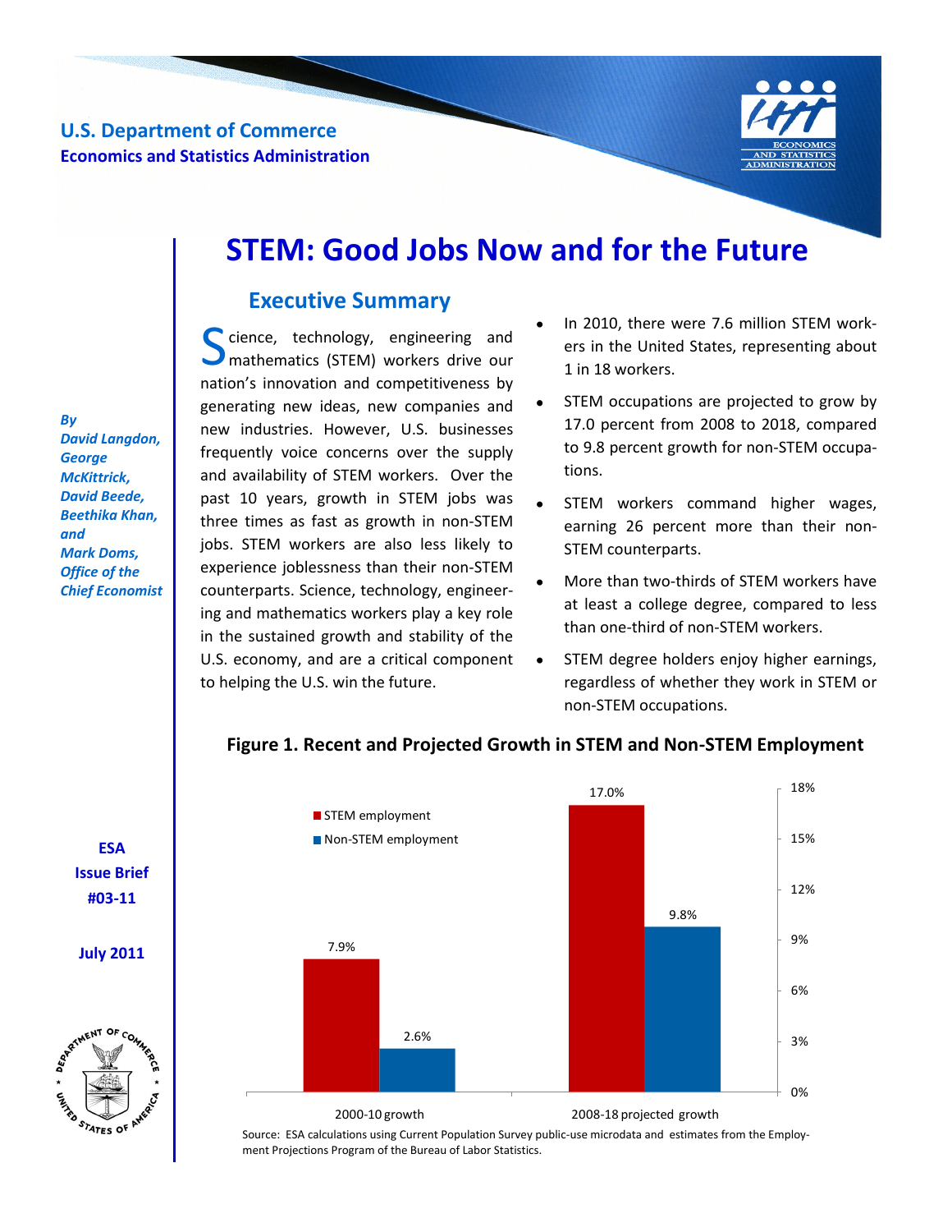U.S. Department of Commerce
Economics and Statistics Administration

# STEM: Good Jobs Now and for the Future

*By David Langdon, George McKittrick, David Beede, Beethika Khan, and Mark Doms, Office of the Chief Economist*

**ESA Issue Brief #03-11**

**July 2011**

## Executive Summary

Science, technology, engineering and mathematics (STEM) workers drive our nation's innovation and competitiveness by generating new ideas, new companies and new industries. However, U.S. businesses frequently voice concerns over the supply and availability of STEM workers. Over the past 10 years, growth in STEM jobs was three times as fast as growth in non-STEM jobs. STEM workers are also less likely to experience joblessness than their non-STEM counterparts. Science, technology, engineering and mathematics workers play a key role in the sustained growth and stability of the U.S. economy, and are a critical component to helping the U.S. win the future.

- In 2010, there were 7.6 million STEM workers in the United States, representing about 1 in 18 workers.
- STEM occupations are projected to grow by 17.0 percent from 2008 to 2018, compared to 9.8 percent growth for non-STEM occupations.
- STEM workers command higher wages, earning 26 percent more than their non-STEM counterparts.
- More than two-thirds of STEM workers have at least a college degree, compared to less than one-third of non-STEM workers.
- STEM degree holders enjoy higher earnings, regardless of whether they work in STEM or non-STEM occupations.

**Figure 1. Recent and Projected Growth in STEM and Non-STEM Employment**

| | STEM employment | Non-STEM employment |
|---|---|---|
| 2000-10 growth | 7.9% | 2.6% |
| 2008-18 projected growth | 17.0% | 9.8% |

Source: ESA calculations using Current Population Survey public-use microdata and estimates from the Employment Projections Program of the Bureau of Labor Statistics.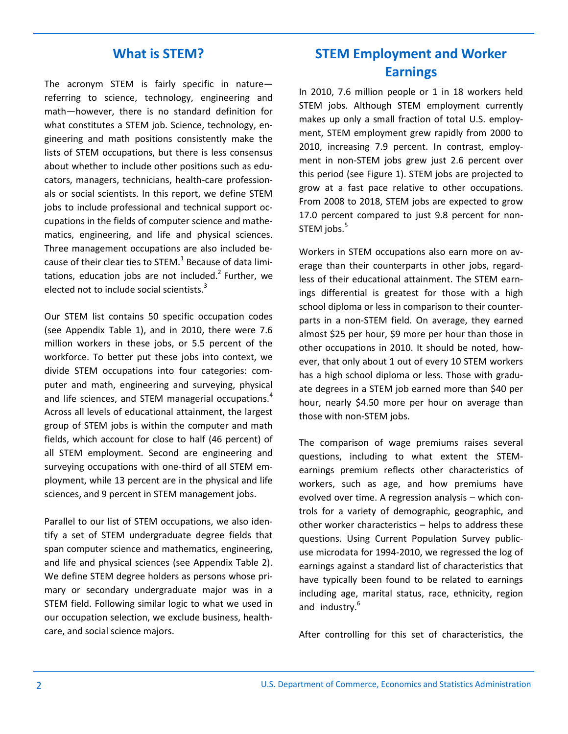## What is STEM?

The acronym STEM is fairly specific in nature—referring to science, technology, engineering and math—however, there is no standard definition for what constitutes a STEM job. Science, technology, engineering and math positions consistently make the lists of STEM occupations, but there is less consensus about whether to include other positions such as educators, managers, technicians, health-care professionals or social scientists. In this report, we define STEM jobs to include professional and technical support occupations in the fields of computer science and mathematics, engineering, and life and physical sciences. Three management occupations are also included because of their clear ties to STEM.[1] Because of data limitations, education jobs are not included.[2] Further, we elected not to include social scientists.[3]

Our STEM list contains 50 specific occupation codes (see Appendix Table 1), and in 2010, there were 7.6 million workers in these jobs, or 5.5 percent of the workforce. To better put these jobs into context, we divide STEM occupations into four categories: computer and math, engineering and surveying, physical and life sciences, and STEM managerial occupations.[4] Across all levels of educational attainment, the largest group of STEM jobs is within the computer and math fields, which account for close to half (46 percent) of all STEM employment. Second are engineering and surveying occupations with one-third of all STEM employment, while 13 percent are in the physical and life sciences, and 9 percent in STEM management jobs.

Parallel to our list of STEM occupations, we also identify a set of STEM undergraduate degree fields that span computer science and mathematics, engineering, and life and physical sciences (see Appendix Table 2). We define STEM degree holders as persons whose primary or secondary undergraduate major was in a STEM field. Following similar logic to what we used in our occupation selection, we exclude business, healthcare, and social science majors.

## STEM Employment and Worker Earnings

In 2010, 7.6 million people or 1 in 18 workers held STEM jobs. Although STEM employment currently makes up only a small fraction of total U.S. employment, STEM employment grew rapidly from 2000 to 2010, increasing 7.9 percent. In contrast, employment in non-STEM jobs grew just 2.6 percent over this period (see Figure 1). STEM jobs are projected to grow at a fast pace relative to other occupations. From 2008 to 2018, STEM jobs are expected to grow 17.0 percent compared to just 9.8 percent for non-STEM jobs.[5]

Workers in STEM occupations also earn more on average than their counterparts in other jobs, regardless of their educational attainment. The STEM earnings differential is greatest for those with a high school diploma or less in comparison to their counterparts in a non-STEM field. On average, they earned almost $25 per hour, $9 more per hour than those in other occupations in 2010. It should be noted, however, that only about 1 out of every 10 STEM workers has a high school diploma or less. Those with graduate degrees in a STEM job earned more than $40 per hour, nearly $4.50 more per hour on average than those with non-STEM jobs.

The comparison of wage premiums raises several questions, including to what extent the STEM-earnings premium reflects other characteristics of workers, such as age, and how premiums have evolved over time. A regression analysis – which controls for a variety of demographic, geographic, and other worker characteristics – helps to address these questions. Using Current Population Survey public-use microdata for 1994-2010, we regressed the log of earnings against a standard list of characteristics that have typically been found to be related to earnings including age, marital status, race, ethnicity, region and industry.[6]

After controlling for this set of characteristics, the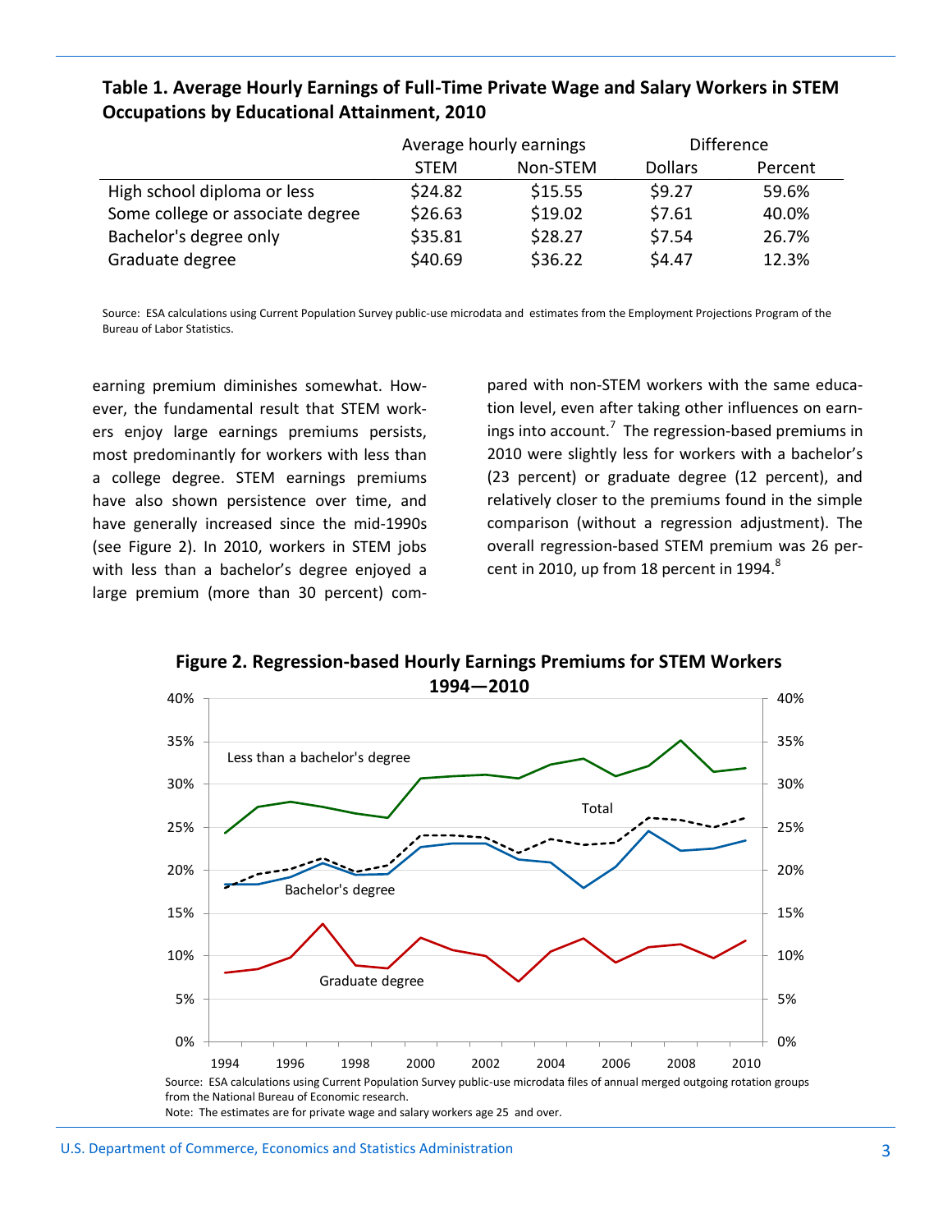**Table 1. Average Hourly Earnings of Full-Time Private Wage and Salary Workers in STEM Occupations by Educational Attainment, 2010**

| | Average hourly earnings | | Difference | |
|---|---|---|---|---|
| | STEM | Non-STEM | Dollars | Percent |
| High school diploma or less | $24.82 | $15.55 | $9.27 | 59.6% |
| Some college or associate degree | $26.63 | $19.02 | $7.61 | 40.0% |
| Bachelor's degree only | $35.81 | $28.27 | $7.54 | 26.7% |
| Graduate degree | $40.69 | $36.22 | $4.47 | 12.3% |

Source: ESA calculations using Current Population Survey public-use microdata and estimates from the Employment Projections Program of the Bureau of Labor Statistics.

earning premium diminishes somewhat. However, the fundamental result that STEM workers enjoy large earnings premiums persists, most predominantly for workers with less than a college degree. STEM earnings premiums have also shown persistence over time, and have generally increased since the mid-1990s (see Figure 2). In 2010, workers in STEM jobs with less than a bachelor's degree enjoyed a large premium (more than 30 percent) compared with non-STEM workers with the same education level, even after taking other influences on earnings into account.[7] The regression-based premiums in 2010 were slightly less for workers with a bachelor's (23 percent) or graduate degree (12 percent), and relatively closer to the premiums found in the simple comparison (without a regression adjustment). The overall regression-based STEM premium was 26 percent in 2010, up from 18 percent in 1994.[8]

**Figure 2. Regression-based Hourly Earnings Premiums for STEM Workers 1994—2010**

Source: ESA calculations using Current Population Survey public-use microdata files of annual merged outgoing rotation groups from the National Bureau of Economic research.

Note: The estimates are for private wage and salary workers age 25 and over.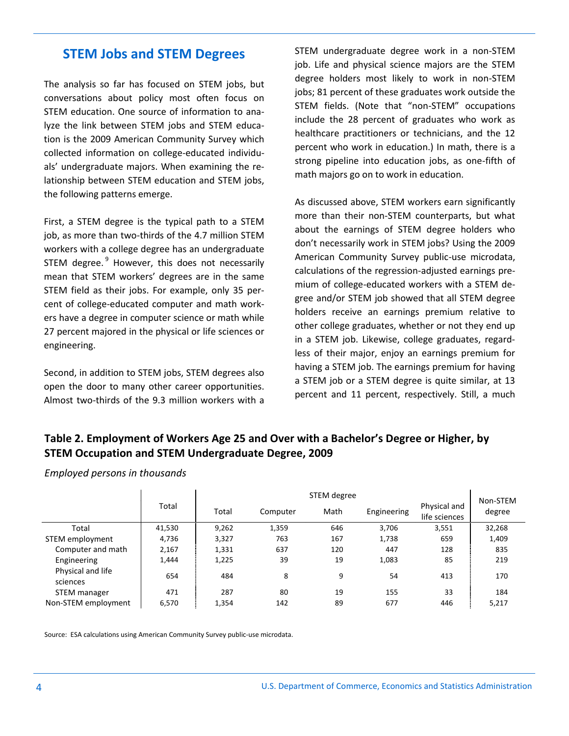## STEM Jobs and STEM Degrees

The analysis so far has focused on STEM jobs, but conversations about policy most often focus on STEM education. One source of information to analyze the link between STEM jobs and STEM education is the 2009 American Community Survey which collected information on college-educated individuals' undergraduate majors. When examining the relationship between STEM education and STEM jobs, the following patterns emerge.

First, a STEM degree is the typical path to a STEM job, as more than two-thirds of the 4.7 million STEM workers with a college degree has an undergraduate STEM degree.[9] However, this does not necessarily mean that STEM workers' degrees are in the same STEM field as their jobs. For example, only 35 percent of college-educated computer and math workers have a degree in computer science or math while 27 percent majored in the physical or life sciences or engineering.

Second, in addition to STEM jobs, STEM degrees also open the door to many other career opportunities. Almost two-thirds of the 9.3 million workers with a STEM undergraduate degree work in a non-STEM job. Life and physical science majors are the STEM degree holders most likely to work in non-STEM jobs; 81 percent of these graduates work outside the STEM fields. (Note that "non-STEM" occupations include the 28 percent of graduates who work as healthcare practitioners or technicians, and the 12 percent who work in education.) In math, there is a strong pipeline into education jobs, as one-fifth of math majors go on to work in education.

As discussed above, STEM workers earn significantly more than their non-STEM counterparts, but what about the earnings of STEM degree holders who don't necessarily work in STEM jobs? Using the 2009 American Community Survey public-use microdata, calculations of the regression-adjusted earnings premium of college-educated workers with a STEM degree and/or STEM job showed that all STEM degree holders receive an earnings premium relative to other college graduates, whether or not they end up in a STEM job. Likewise, college graduates, regardless of their major, enjoy an earnings premium for having a STEM job. The earnings premium for having a STEM job or a STEM degree is quite similar, at 13 percent and 11 percent, respectively. Still, a much

### Table 2. Employment of Workers Age 25 and Over with a Bachelor's Degree or Higher, by STEM Occupation and STEM Undergraduate Degree, 2009

*Employed persons in thousands*

| | Total | STEM degree | | | | | Non-STEM degree |
|---|---|---|---|---|---|---|---|
| | | Total | Computer | Math | Engineering | Physical and life sciences | |
| Total | 41,530 | 9,262 | 1,359 | 646 | 3,706 | 3,551 | 32,268 |
| STEM employment | 4,736 | 3,327 | 763 | 167 | 1,738 | 659 | 1,409 |
| Computer and math | 2,167 | 1,331 | 637 | 120 | 447 | 128 | 835 |
| Engineering | 1,444 | 1,225 | 39 | 19 | 1,083 | 85 | 219 |
| Physical and life sciences | 654 | 484 | 8 | 9 | 54 | 413 | 170 |
| STEM manager | 471 | 287 | 80 | 19 | 155 | 33 | 184 |
| Non-STEM employment | 6,570 | 1,354 | 142 | 89 | 677 | 446 | 5,217 |

Source: ESA calculations using American Community Survey public-use microdata.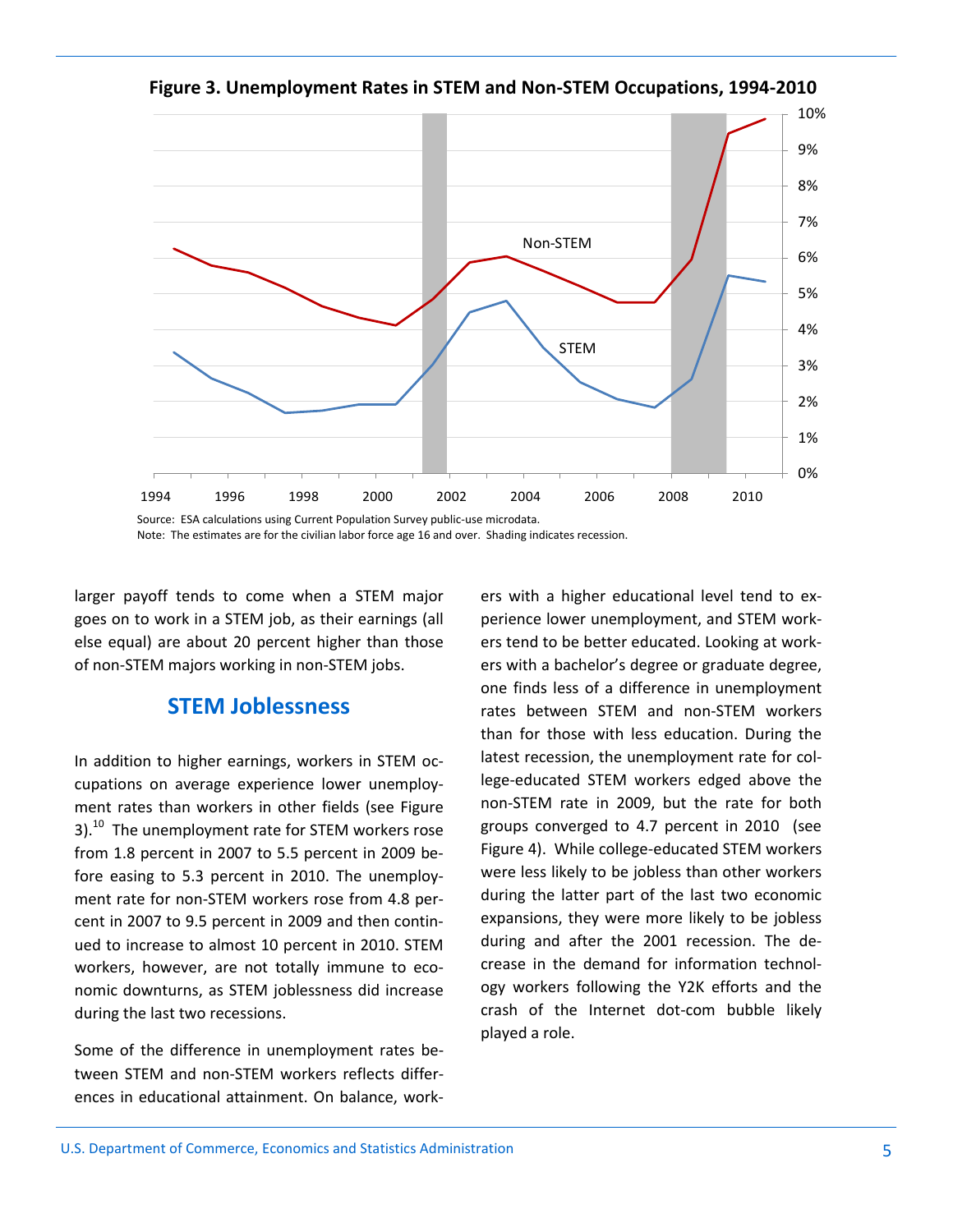**Figure 3. Unemployment Rates in STEM and Non-STEM Occupations, 1994-2010**

Source: ESA calculations using Current Population Survey public-use microdata.
Note: The estimates are for the civilian labor force age 16 and over. Shading indicates recession.

larger payoff tends to come when a STEM major goes on to work in a STEM job, as their earnings (all else equal) are about 20 percent higher than those of non-STEM majors working in non-STEM jobs.

## STEM Joblessness

In addition to higher earnings, workers in STEM occupations on average experience lower unemployment rates than workers in other fields (see Figure 3).[10] The unemployment rate for STEM workers rose from 1.8 percent in 2007 to 5.5 percent in 2009 before easing to 5.3 percent in 2010. The unemployment rate for non-STEM workers rose from 4.8 percent in 2007 to 9.5 percent in 2009 and then continued to increase to almost 10 percent in 2010. STEM workers, however, are not totally immune to economic downturns, as STEM joblessness did increase during the last two recessions.

Some of the difference in unemployment rates between STEM and non-STEM workers reflects differences in educational attainment. On balance, workers with a higher educational level tend to experience lower unemployment, and STEM workers tend to be better educated. Looking at workers with a bachelor's degree or graduate degree, one finds less of a difference in unemployment rates between STEM and non-STEM workers than for those with less education. During the latest recession, the unemployment rate for college-educated STEM workers edged above the non-STEM rate in 2009, but the rate for both groups converged to 4.7 percent in 2010 (see Figure 4). While college-educated STEM workers were less likely to be jobless than other workers during the latter part of the last two economic expansions, they were more likely to be jobless during and after the 2001 recession. The decrease in the demand for information technology workers following the Y2K efforts and the crash of the Internet dot-com bubble likely played a role.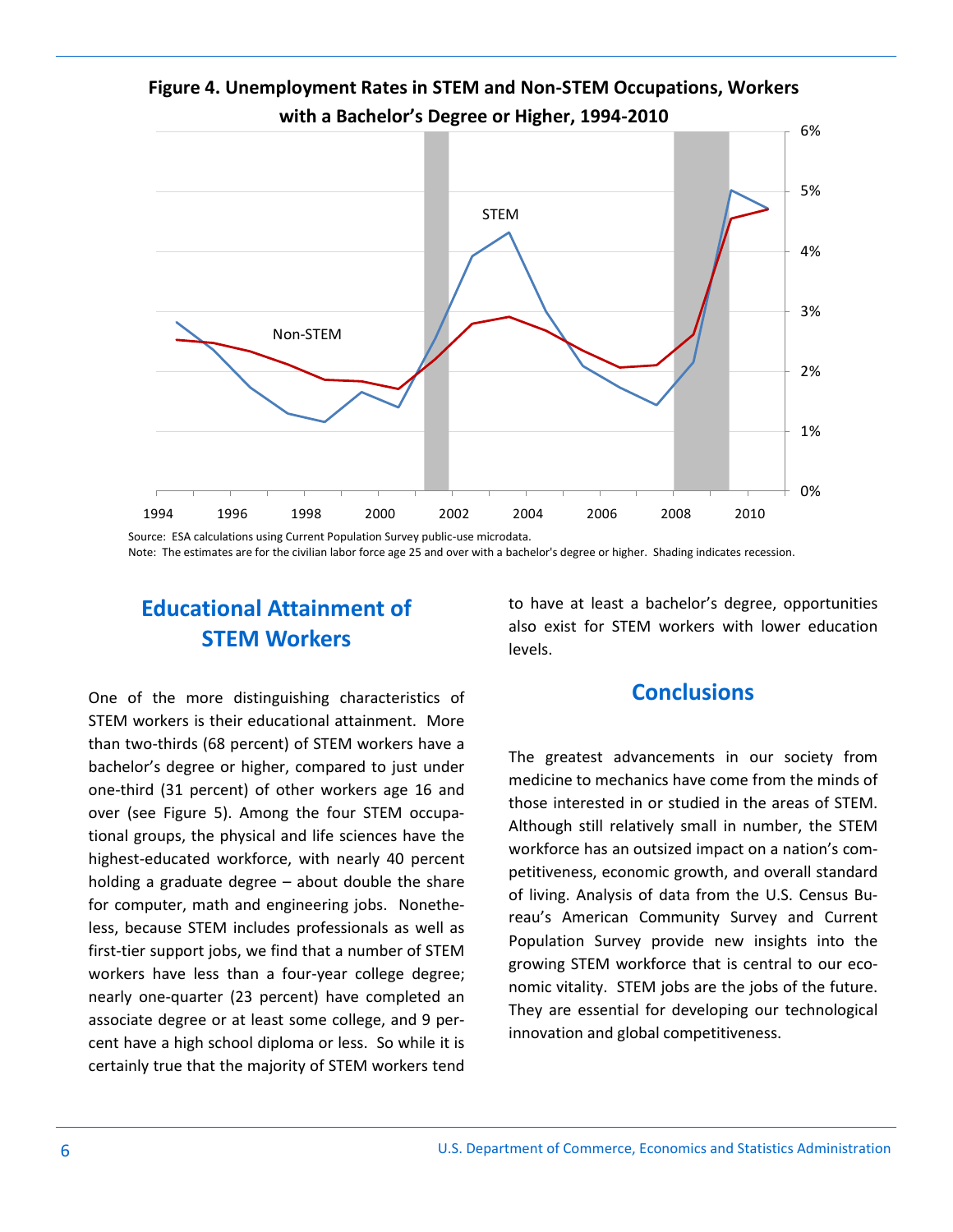**Figure 4. Unemployment Rates in STEM and Non-STEM Occupations, Workers with a Bachelor's Degree or Higher, 1994-2010**

Source: ESA calculations using Current Population Survey public-use microdata.

Note: The estimates are for the civilian labor force age 25 and over with a bachelor's degree or higher. Shading indicates recession.

## Educational Attainment of STEM Workers

One of the more distinguishing characteristics of STEM workers is their educational attainment. More than two-thirds (68 percent) of STEM workers have a bachelor's degree or higher, compared to just under one-third (31 percent) of other workers age 16 and over (see Figure 5). Among the four STEM occupational groups, the physical and life sciences have the highest-educated workforce, with nearly 40 percent holding a graduate degree – about double the share for computer, math and engineering jobs. Nonetheless, because STEM includes professionals as well as first-tier support jobs, we find that a number of STEM workers have less than a four-year college degree; nearly one-quarter (23 percent) have completed an associate degree or at least some college, and 9 percent have a high school diploma or less. So while it is certainly true that the majority of STEM workers tend to have at least a bachelor's degree, opportunities also exist for STEM workers with lower education levels.

## Conclusions

The greatest advancements in our society from medicine to mechanics have come from the minds of those interested in or studied in the areas of STEM. Although still relatively small in number, the STEM workforce has an outsized impact on a nation's competitiveness, economic growth, and overall standard of living. Analysis of data from the U.S. Census Bureau's American Community Survey and Current Population Survey provide new insights into the growing STEM workforce that is central to our economic vitality. STEM jobs are the jobs of the future. They are essential for developing our technological innovation and global competitiveness.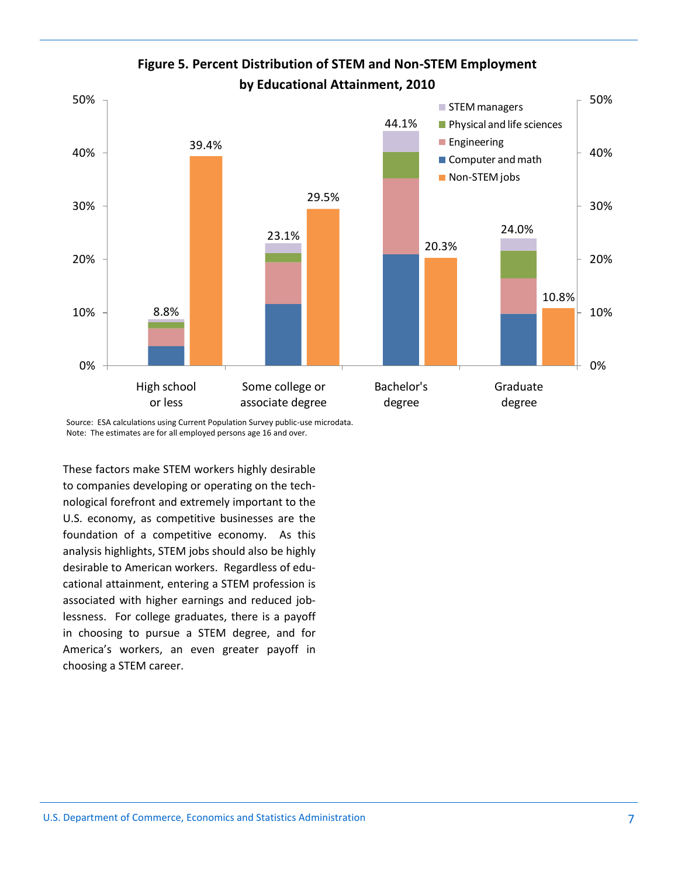**Figure 5. Percent Distribution of STEM and Non-STEM Employment by Educational Attainment, 2010**

| | STEM total | Non-STEM jobs |
|---|---|---|
| High school or less | 8.8% | 39.4% |
| Some college or associate degree | 23.1% | 29.5% |
| Bachelor's degree | 44.1% | 20.3% |
| Graduate degree | 24.0% | 10.8% |

STEM managers; Physical and life sciences; Engineering; Computer and math; Non-STEM jobs

Source: ESA calculations using Current Population Survey public-use microdata.
Note: The estimates are for all employed persons age 16 and over.

These factors make STEM workers highly desirable to companies developing or operating on the technological forefront and extremely important to the U.S. economy, as competitive businesses are the foundation of a competitive economy. As this analysis highlights, STEM jobs should also be highly desirable to American workers. Regardless of educational attainment, entering a STEM profession is associated with higher earnings and reduced joblessness. For college graduates, there is a payoff in choosing to pursue a STEM degree, and for America's workers, an even greater payoff in choosing a STEM career.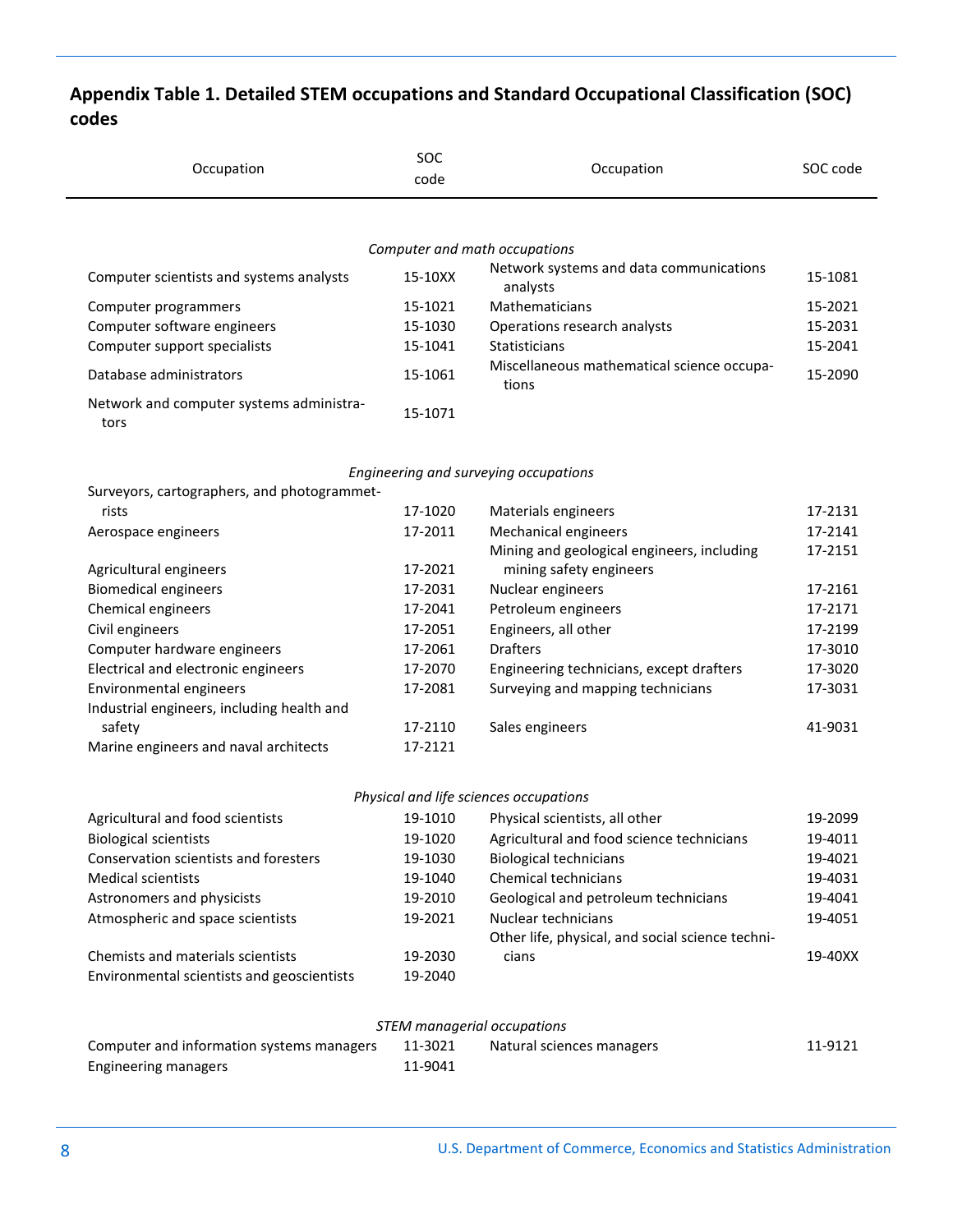## Appendix Table 1. Detailed STEM occupations and Standard Occupational Classification (SOC) codes

| Occupation | SOC code | Occupation | SOC code |
|---|---|---|---|
| | *Computer and math occupations* | | |
| Computer scientists and systems analysts | 15-10XX | Network systems and data communications analysts | 15-1081 |
| Computer programmers | 15-1021 | Mathematicians | 15-2021 |
| Computer software engineers | 15-1030 | Operations research analysts | 15-2031 |
| Computer support specialists | 15-1041 | Statisticians | 15-2041 |
| Database administrators | 15-1061 | Miscellaneous mathematical science occupations | 15-2090 |
| Network and computer systems administrators | 15-1071 | | |
| | *Engineering and surveying occupations* | | |
| Surveyors, cartographers, and photogrammetrists | 17-1020 | Materials engineers | 17-2131 |
| Aerospace engineers | 17-2011 | Mechanical engineers | 17-2141 |
| Agricultural engineers | 17-2021 | Mining and geological engineers, including mining safety engineers | 17-2151 |
| Biomedical engineers | 17-2031 | Nuclear engineers | 17-2161 |
| Chemical engineers | 17-2041 | Petroleum engineers | 17-2171 |
| Civil engineers | 17-2051 | Engineers, all other | 17-2199 |
| Computer hardware engineers | 17-2061 | Drafters | 17-3010 |
| Electrical and electronic engineers | 17-2070 | Engineering technicians, except drafters | 17-3020 |
| Environmental engineers | 17-2081 | Surveying and mapping technicians | 17-3031 |
| Industrial engineers, including health and safety | 17-2110 | Sales engineers | 41-9031 |
| Marine engineers and naval architects | 17-2121 | | |
| | *Physical and life sciences occupations* | | |
| Agricultural and food scientists | 19-1010 | Physical scientists, all other | 19-2099 |
| Biological scientists | 19-1020 | Agricultural and food science technicians | 19-4011 |
| Conservation scientists and foresters | 19-1030 | Biological technicians | 19-4021 |
| Medical scientists | 19-1040 | Chemical technicians | 19-4031 |
| Astronomers and physicists | 19-2010 | Geological and petroleum technicians | 19-4041 |
| Atmospheric and space scientists | 19-2021 | Nuclear technicians | 19-4051 |
| Chemists and materials scientists | 19-2030 | Other life, physical, and social science technicians | 19-40XX |
| Environmental scientists and geoscientists | 19-2040 | | |
| | *STEM managerial occupations* | | |
| Computer and information systems managers | 11-3021 | Natural sciences managers | 11-9121 |
| Engineering managers | 11-9041 | | |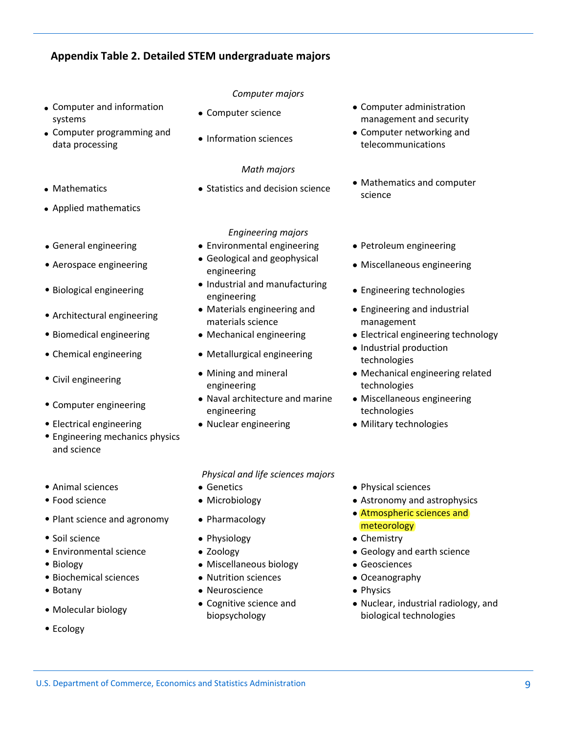### Appendix Table 2. Detailed STEM undergraduate majors

*Computer majors*

- Computer and information systems
- Computer programming and data processing
- Computer science
- Information sciences
- Computer administration management and security
- Computer networking and telecommunications

*Math majors*

- Mathematics
- Applied mathematics
- Statistics and decision science
- Mathematics and computer science

*Engineering majors*

- General engineering
- Aerospace engineering
- Biological engineering
- Architectural engineering
- Biomedical engineering
- Chemical engineering
- Civil engineering
- Computer engineering
- Electrical engineering
- Engineering mechanics physics and science
- Environmental engineering
- Geological and geophysical engineering
- Industrial and manufacturing engineering
- Materials engineering and materials science
- Mechanical engineering
- Metallurgical engineering
- Mining and mineral engineering
- Naval architecture and marine engineering
- Nuclear engineering
- Petroleum engineering
- Miscellaneous engineering
- Engineering technologies
- Engineering and industrial management
- Electrical engineering technology
- Industrial production technologies
- Mechanical engineering related technologies
- Miscellaneous engineering technologies
- Military technologies

*Physical and life sciences majors*

- Animal sciences
- Food science
- Plant science and agronomy
- Soil science
- Environmental science
- Biology
- Biochemical sciences
- Botany
- Molecular biology
- Ecology
- Genetics
- Microbiology
- Pharmacology
- Physiology
- Zoology
- Miscellaneous biology
- Nutrition sciences
- Neuroscience
- Cognitive science and biopsychology
- Physical sciences
- Astronomy and astrophysics
- Atmospheric sciences and meteorology
- Chemistry
- Geology and earth science
- Geosciences
- Oceanography
- Physics
- Nuclear, industrial radiology, and biological technologies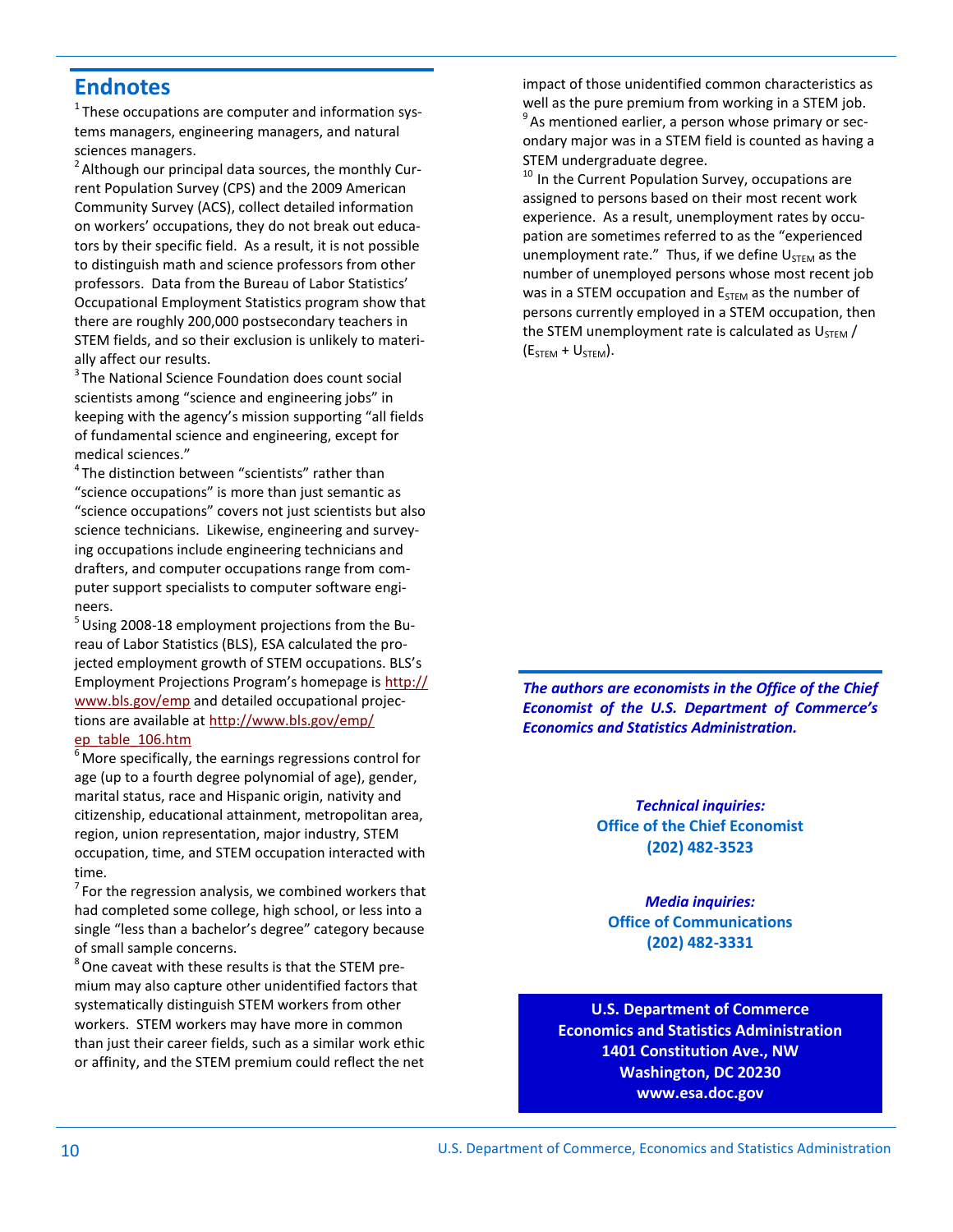## Endnotes

[1] These occupations are computer and information systems managers, engineering managers, and natural sciences managers.

[2] Although our principal data sources, the monthly Current Population Survey (CPS) and the 2009 American Community Survey (ACS), collect detailed information on workers' occupations, they do not break out educators by their specific field. As a result, it is not possible to distinguish math and science professors from other professors. Data from the Bureau of Labor Statistics' Occupational Employment Statistics program show that there are roughly 200,000 postsecondary teachers in STEM fields, and so their exclusion is unlikely to materially affect our results.

[3] The National Science Foundation does count social scientists among "science and engineering jobs" in keeping with the agency's mission supporting "all fields of fundamental science and engineering, except for medical sciences."

[4] The distinction between "scientists" rather than "science occupations" is more than just semantic as "science occupations" covers not just scientists but also science technicians. Likewise, engineering and surveying occupations include engineering technicians and drafters, and computer occupations range from computer support specialists to computer software engineers.

[5] Using 2008-18 employment projections from the Bureau of Labor Statistics (BLS), ESA calculated the projected employment growth of STEM occupations. BLS's Employment Projections Program's homepage is http://www.bls.gov/emp and detailed occupational projections are available at http://www.bls.gov/emp/ep_table_106.htm

[6] More specifically, the earnings regressions control for age (up to a fourth degree polynomial of age), gender, marital status, race and Hispanic origin, nativity and citizenship, educational attainment, metropolitan area, region, union representation, major industry, STEM occupation, time, and STEM occupation interacted with time.

[7] For the regression analysis, we combined workers that had completed some college, high school, or less into a single "less than a bachelor's degree" category because of small sample concerns.

[8] One caveat with these results is that the STEM premium may also capture other unidentified factors that systematically distinguish STEM workers from other workers. STEM workers may have more in common than just their career fields, such as a similar work ethic or affinity, and the STEM premium could reflect the net impact of those unidentified common characteristics as well as the pure premium from working in a STEM job.

[9] As mentioned earlier, a person whose primary or secondary major was in a STEM field is counted as having a STEM undergraduate degree.

[10] In the Current Population Survey, occupations are assigned to persons based on their most recent work experience. As a result, unemployment rates by occupation are sometimes referred to as the "experienced unemployment rate." Thus, if we define $U_{STEM}$ as the number of unemployed persons whose most recent job was in a STEM occupation and $E_{STEM}$ as the number of persons currently employed in a STEM occupation, then the STEM unemployment rate is calculated as $U_{STEM} / (E_{STEM} + U_{STEM})$.

***The authors are economists in the Office of the Chief Economist of the U.S. Department of Commerce's Economics and Statistics Administration.***

***Technical inquiries:***
**Office of the Chief Economist**
**(202) 482-3523**

***Media inquiries:***
**Office of Communications**
**(202) 482-3331**

**U.S. Department of Commerce**
**Economics and Statistics Administration**
**1401 Constitution Ave., NW**
**Washington, DC 20230**
**www.esa.doc.gov**